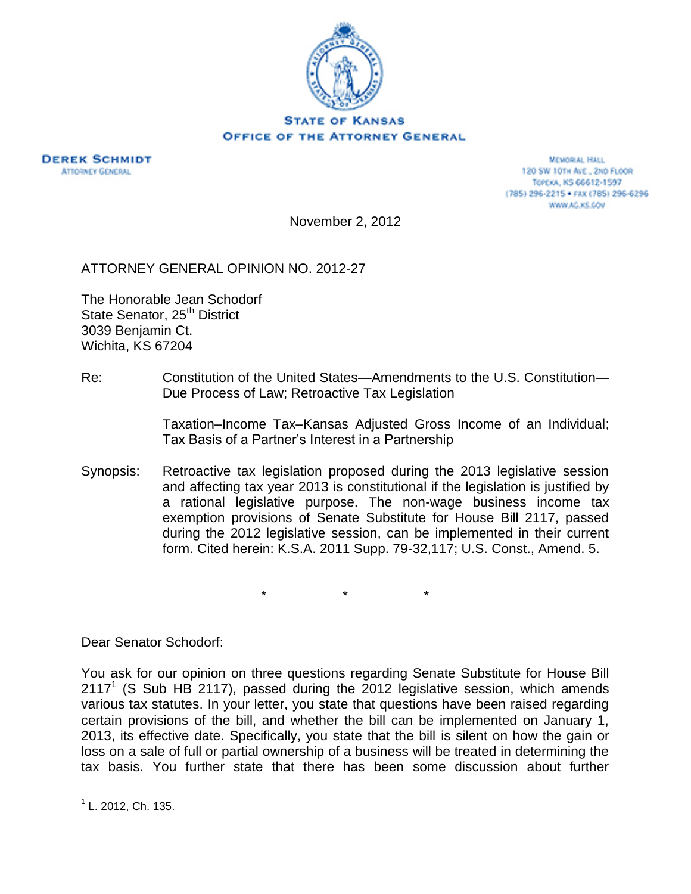STATE OF KANSAS
OFFICE OF THE ATTORNEY GENERAL

**DEREK SCHMIDT**
ATTORNEY GENERAL

MEMORIAL HALL
120 SW 10TH AVE., 2ND FLOOR
TOPEKA, KS 66612-1597
(785) 296-2215 • FAX (785) 296-6296
WWW.AG.KS.GOV

November 2, 2012

ATTORNEY GENERAL OPINION NO. 2012-27

The Honorable Jean Schodorf
State Senator, 25th District
3039 Benjamin Ct.
Wichita, KS 67204

Re: Constitution of the United States—Amendments to the U.S. Constitution—Due Process of Law; Retroactive Tax Legislation

Taxation–Income Tax–Kansas Adjusted Gross Income of an Individual; Tax Basis of a Partner's Interest in a Partnership

Synopsis: Retroactive tax legislation proposed during the 2013 legislative session and affecting tax year 2013 is constitutional if the legislation is justified by a rational legislative purpose. The non-wage business income tax exemption provisions of Senate Substitute for House Bill 2117, passed during the 2012 legislative session, can be implemented in their current form. Cited herein: K.S.A. 2011 Supp. 79-32,117; U.S. Const., Amend. 5.

\* \* \*

Dear Senator Schodorf:

You ask for our opinion on three questions regarding Senate Substitute for House Bill 2117[1] (S Sub HB 2117), passed during the 2012 legislative session, which amends various tax statutes. In your letter, you state that questions have been raised regarding certain provisions of the bill, and whether the bill can be implemented on January 1, 2013, its effective date. Specifically, you state that the bill is silent on how the gain or loss on a sale of full or partial ownership of a business will be treated in determining the tax basis. You further state that there has been some discussion about further

[1] L. 2012, Ch. 135.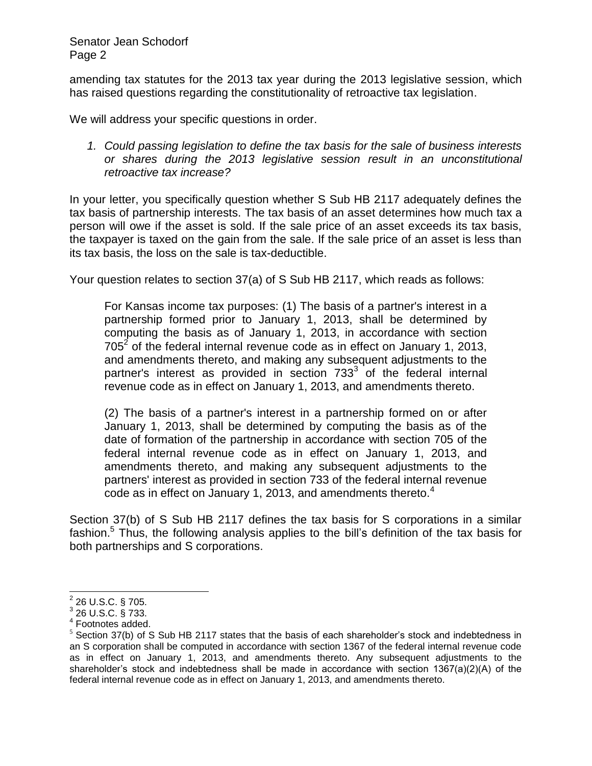amending tax statutes for the 2013 tax year during the 2013 legislative session, which has raised questions regarding the constitutionality of retroactive tax legislation.

We will address your specific questions in order.

1. *Could passing legislation to define the tax basis for the sale of business interests or shares during the 2013 legislative session result in an unconstitutional retroactive tax increase?*

In your letter, you specifically question whether S Sub HB 2117 adequately defines the tax basis of partnership interests. The tax basis of an asset determines how much tax a person will owe if the asset is sold. If the sale price of an asset exceeds its tax basis, the taxpayer is taxed on the gain from the sale. If the sale price of an asset is less than its tax basis, the loss on the sale is tax-deductible.

Your question relates to section 37(a) of S Sub HB 2117, which reads as follows:

> For Kansas income tax purposes: (1) The basis of a partner's interest in a partnership formed prior to January 1, 2013, shall be determined by computing the basis as of January 1, 2013, in accordance with section 705[2] of the federal internal revenue code as in effect on January 1, 2013, and amendments thereto, and making any subsequent adjustments to the partner's interest as provided in section 733[3] of the federal internal revenue code as in effect on January 1, 2013, and amendments thereto.
>
> (2) The basis of a partner's interest in a partnership formed on or after January 1, 2013, shall be determined by computing the basis as of the date of formation of the partnership in accordance with section 705 of the federal internal revenue code as in effect on January 1, 2013, and amendments thereto, and making any subsequent adjustments to the partners' interest as provided in section 733 of the federal internal revenue code as in effect on January 1, 2013, and amendments thereto.[4]

Section 37(b) of S Sub HB 2117 defines the tax basis for S corporations in a similar fashion.[5] Thus, the following analysis applies to the bill's definition of the tax basis for both partnerships and S corporations.

---

[2] 26 U.S.C. § 705.

[3] 26 U.S.C. § 733.

[4] Footnotes added.

[5] Section 37(b) of S Sub HB 2117 states that the basis of each shareholder's stock and indebtedness in an S corporation shall be computed in accordance with section 1367 of the federal internal revenue code as in effect on January 1, 2013, and amendments thereto. Any subsequent adjustments to the shareholder's stock and indebtedness shall be made in accordance with section 1367(a)(2)(A) of the federal internal revenue code as in effect on January 1, 2013, and amendments thereto.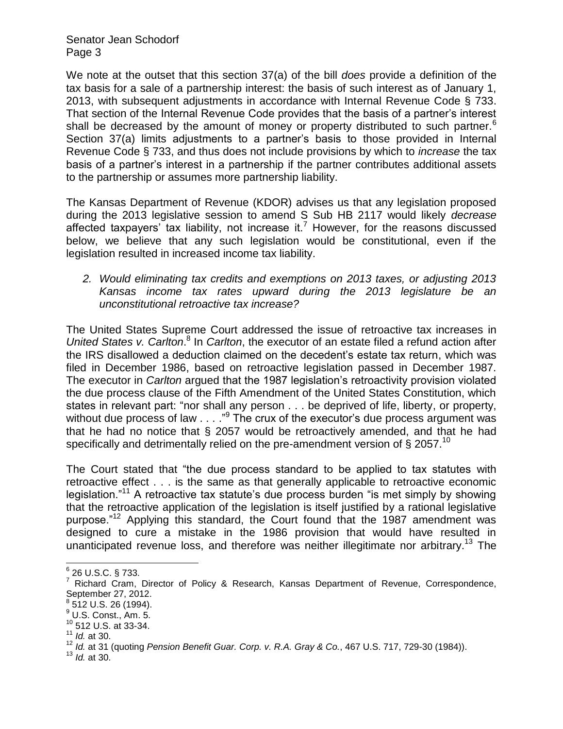We note at the outset that this section 37(a) of the bill *does* provide a definition of the tax basis for a sale of a partnership interest: the basis of such interest as of January 1, 2013, with subsequent adjustments in accordance with Internal Revenue Code § 733. That section of the Internal Revenue Code provides that the basis of a partner's interest shall be decreased by the amount of money or property distributed to such partner.[6] Section 37(a) limits adjustments to a partner's basis to those provided in Internal Revenue Code § 733, and thus does not include provisions by which to *increase* the tax basis of a partner's interest in a partnership if the partner contributes additional assets to the partnership or assumes more partnership liability.

The Kansas Department of Revenue (KDOR) advises us that any legislation proposed during the 2013 legislative session to amend S Sub HB 2117 would likely *decrease* affected taxpayers' tax liability, not increase it.[7] However, for the reasons discussed below, we believe that any such legislation would be constitutional, even if the legislation resulted in increased income tax liability.

2. *Would eliminating tax credits and exemptions on 2013 taxes, or adjusting 2013 Kansas income tax rates upward during the 2013 legislature be an unconstitutional retroactive tax increase?*

The United States Supreme Court addressed the issue of retroactive tax increases in *United States v. Carlton*.[8] In *Carlton*, the executor of an estate filed a refund action after the IRS disallowed a deduction claimed on the decedent's estate tax return, which was filed in December 1986, based on retroactive legislation passed in December 1987. The executor in *Carlton* argued that the 1987 legislation's retroactivity provision violated the due process clause of the Fifth Amendment of the United States Constitution, which states in relevant part: "nor shall any person . . . be deprived of life, liberty, or property, without due process of law . . . ."[9] The crux of the executor's due process argument was that he had no notice that § 2057 would be retroactively amended, and that he had specifically and detrimentally relied on the pre-amendment version of § 2057.[10]

The Court stated that "the due process standard to be applied to tax statutes with retroactive effect . . . is the same as that generally applicable to retroactive economic legislation."[11] A retroactive tax statute's due process burden "is met simply by showing that the retroactive application of the legislation is itself justified by a rational legislative purpose."[12] Applying this standard, the Court found that the 1987 amendment was designed to cure a mistake in the 1986 provision that would have resulted in unanticipated revenue loss, and therefore was neither illegitimate nor arbitrary.[13] The

---

[6] 26 U.S.C. § 733.

[7] Richard Cram, Director of Policy & Research, Kansas Department of Revenue, Correspondence, September 27, 2012.

[8] 512 U.S. 26 (1994).

[9] U.S. Const., Am. 5.

[10] 512 U.S. at 33-34.

[11] *Id.* at 30.

[12] *Id.* at 31 (quoting *Pension Benefit Guar. Corp. v. R.A. Gray & Co.*, 467 U.S. 717, 729-30 (1984)).

[13] *Id.* at 30.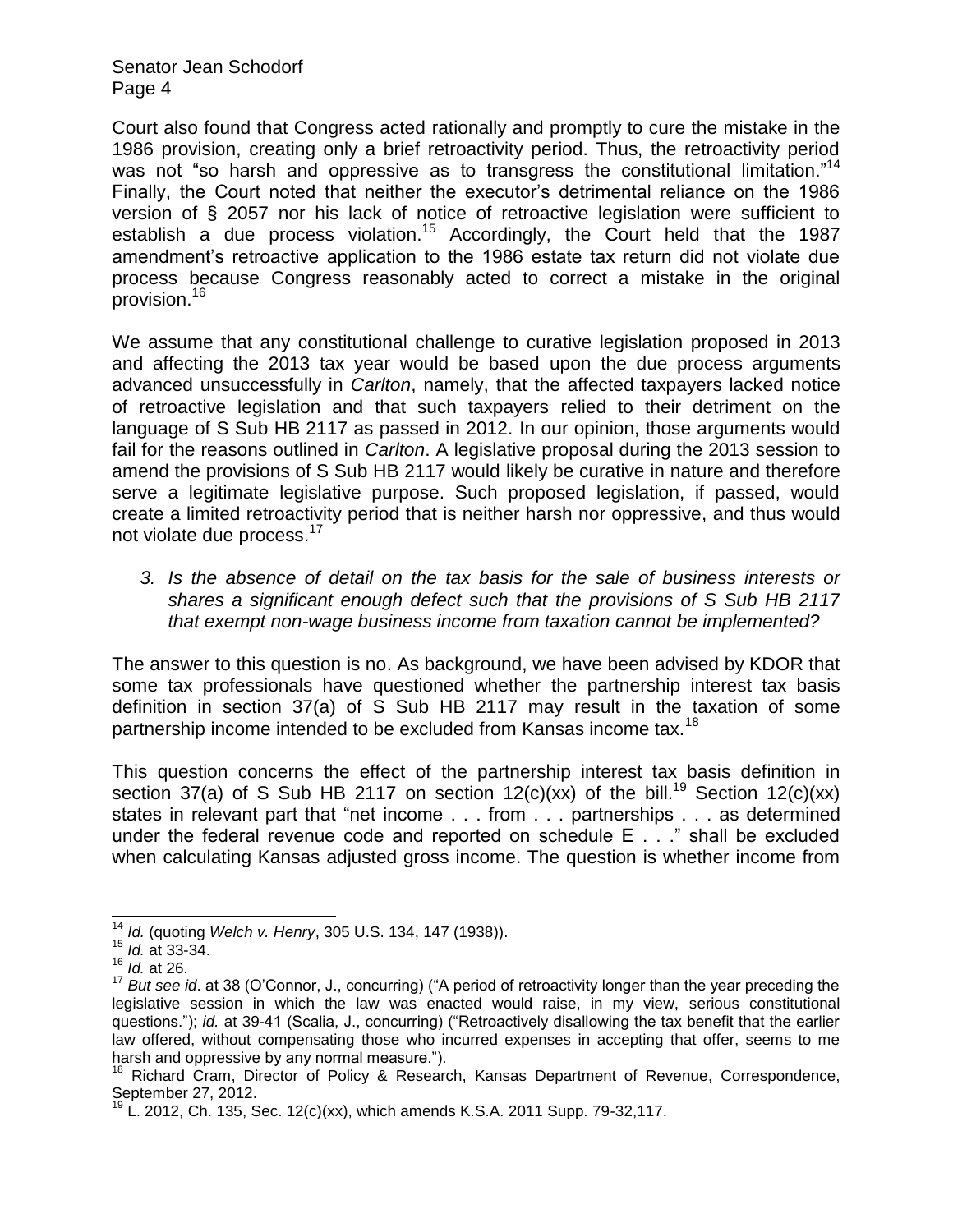Court also found that Congress acted rationally and promptly to cure the mistake in the 1986 provision, creating only a brief retroactivity period. Thus, the retroactivity period was not "so harsh and oppressive as to transgress the constitutional limitation."[14] Finally, the Court noted that neither the executor's detrimental reliance on the 1986 version of § 2057 nor his lack of notice of retroactive legislation were sufficient to establish a due process violation.[15] Accordingly, the Court held that the 1987 amendment's retroactive application to the 1986 estate tax return did not violate due process because Congress reasonably acted to correct a mistake in the original provision.[16]

We assume that any constitutional challenge to curative legislation proposed in 2013 and affecting the 2013 tax year would be based upon the due process arguments advanced unsuccessfully in *Carlton*, namely, that the affected taxpayers lacked notice of retroactive legislation and that such taxpayers relied to their detriment on the language of S Sub HB 2117 as passed in 2012. In our opinion, those arguments would fail for the reasons outlined in *Carlton*. A legislative proposal during the 2013 session to amend the provisions of S Sub HB 2117 would likely be curative in nature and therefore serve a legitimate legislative purpose. Such proposed legislation, if passed, would create a limited retroactivity period that is neither harsh nor oppressive, and thus would not violate due process.[17]

3. *Is the absence of detail on the tax basis for the sale of business interests or shares a significant enough defect such that the provisions of S Sub HB 2117 that exempt non-wage business income from taxation cannot be implemented?*

The answer to this question is no. As background, we have been advised by KDOR that some tax professionals have questioned whether the partnership interest tax basis definition in section 37(a) of S Sub HB 2117 may result in the taxation of some partnership income intended to be excluded from Kansas income tax.[18]

This question concerns the effect of the partnership interest tax basis definition in section 37(a) of S Sub HB 2117 on section 12(c)(xx) of the bill.[19] Section 12(c)(xx) states in relevant part that "net income . . . from . . . partnerships . . . as determined under the federal revenue code and reported on schedule E . . ." shall be excluded when calculating Kansas adjusted gross income. The question is whether income from

---

[14] *Id.* (quoting *Welch v. Henry*, 305 U.S. 134, 147 (1938)).

[15] *Id.* at 33-34.

[16] *Id.* at 26.

[17] *But see id*. at 38 (O'Connor, J., concurring) ("A period of retroactivity longer than the year preceding the legislative session in which the law was enacted would raise, in my view, serious constitutional questions."); *id.* at 39-41 (Scalia, J., concurring) ("Retroactively disallowing the tax benefit that the earlier law offered, without compensating those who incurred expenses in accepting that offer, seems to me harsh and oppressive by any normal measure.").

[18] Richard Cram, Director of Policy & Research, Kansas Department of Revenue, Correspondence, September 27, 2012.

[19] L. 2012, Ch. 135, Sec. 12(c)(xx), which amends K.S.A. 2011 Supp. 79-32,117.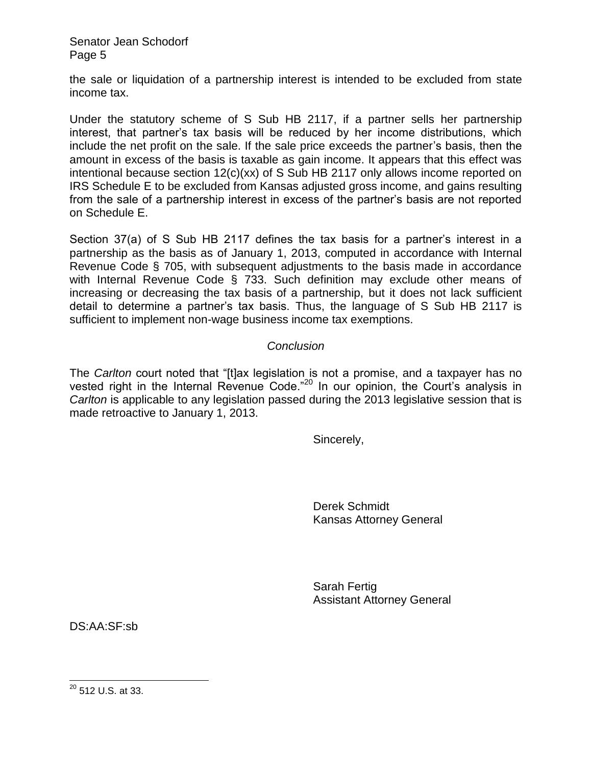the sale or liquidation of a partnership interest is intended to be excluded from state income tax.

Under the statutory scheme of S Sub HB 2117, if a partner sells her partnership interest, that partner's tax basis will be reduced by her income distributions, which include the net profit on the sale. If the sale price exceeds the partner's basis, then the amount in excess of the basis is taxable as gain income. It appears that this effect was intentional because section 12(c)(xx) of S Sub HB 2117 only allows income reported on IRS Schedule E to be excluded from Kansas adjusted gross income, and gains resulting from the sale of a partnership interest in excess of the partner's basis are not reported on Schedule E.

Section 37(a) of S Sub HB 2117 defines the tax basis for a partner's interest in a partnership as the basis as of January 1, 2013, computed in accordance with Internal Revenue Code § 705, with subsequent adjustments to the basis made in accordance with Internal Revenue Code § 733. Such definition may exclude other means of increasing or decreasing the tax basis of a partnership, but it does not lack sufficient detail to determine a partner's tax basis. Thus, the language of S Sub HB 2117 is sufficient to implement non-wage business income tax exemptions.

*Conclusion*

The *Carlton* court noted that "[t]ax legislation is not a promise, and a taxpayer has no vested right in the Internal Revenue Code."[20] In our opinion, the Court's analysis in *Carlton* is applicable to any legislation passed during the 2013 legislative session that is made retroactive to January 1, 2013.

Sincerely,

Derek Schmidt
Kansas Attorney General

Sarah Fertig
Assistant Attorney General

DS:AA:SF:sb

[20] 512 U.S. at 33.